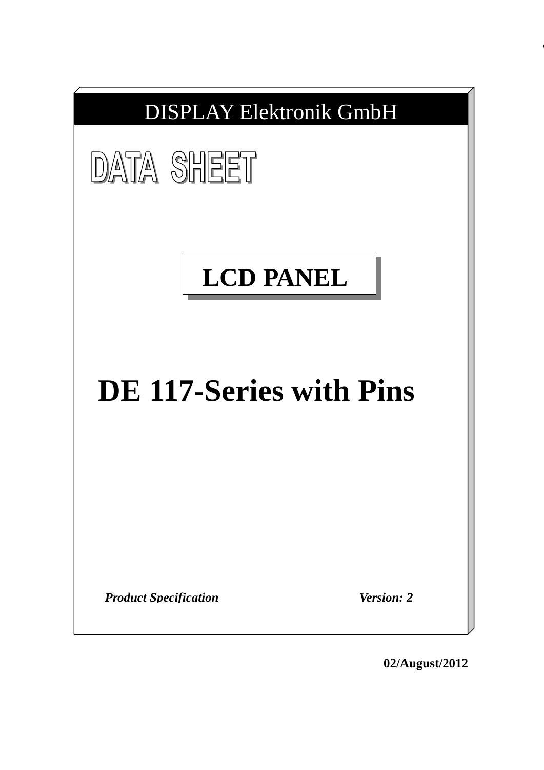DISPLAY Elektronik GmbH

# DATA SHEET

## LCD PANEL

# DE 117-Series with Pins

***Product Specification*** ***Version: 2***

**02/August/2012**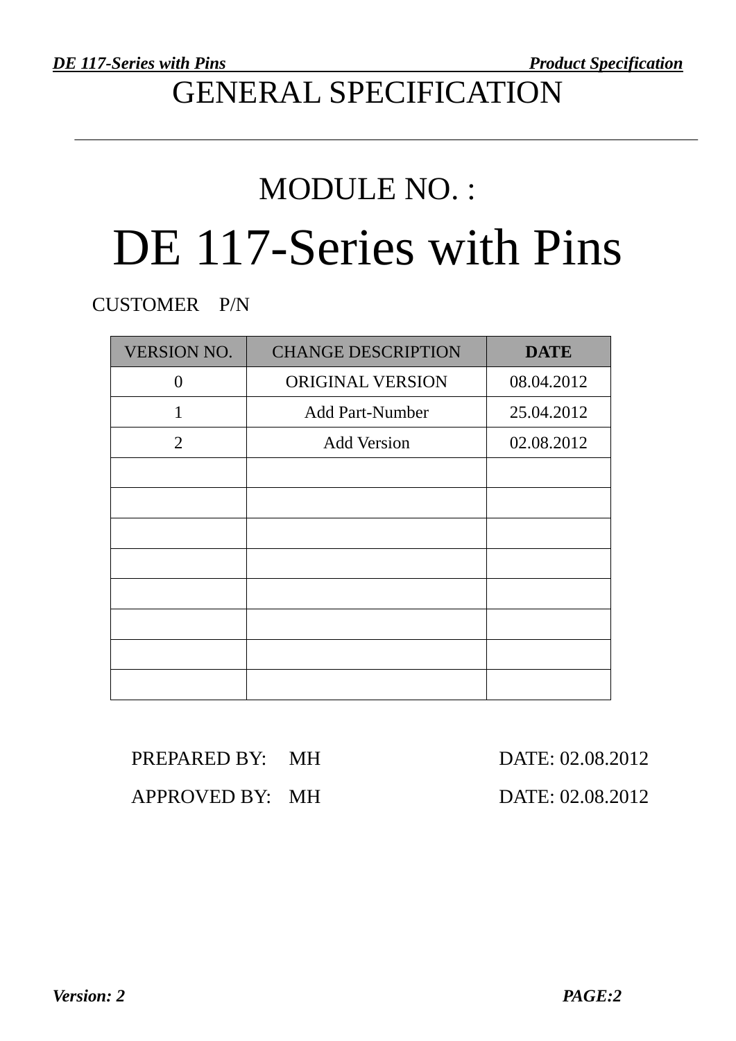# GENERAL SPECIFICATION

## MODULE NO. :

# DE 117-Series with Pins

CUSTOMER P/N

| VERSION NO. | CHANGE DESCRIPTION | DATE |
|---|---|---|
| 0 | ORIGINAL VERSION | 08.04.2012 |
| 1 | Add Part-Number | 25.04.2012 |
| 2 | Add Version | 02.08.2012 |
| | | |
| | | |
| | | |
| | | |
| | | |
| | | |
| | | |
| | | |

PREPARED BY: MH DATE: 02.08.2012

APPROVED BY: MH DATE: 02.08.2012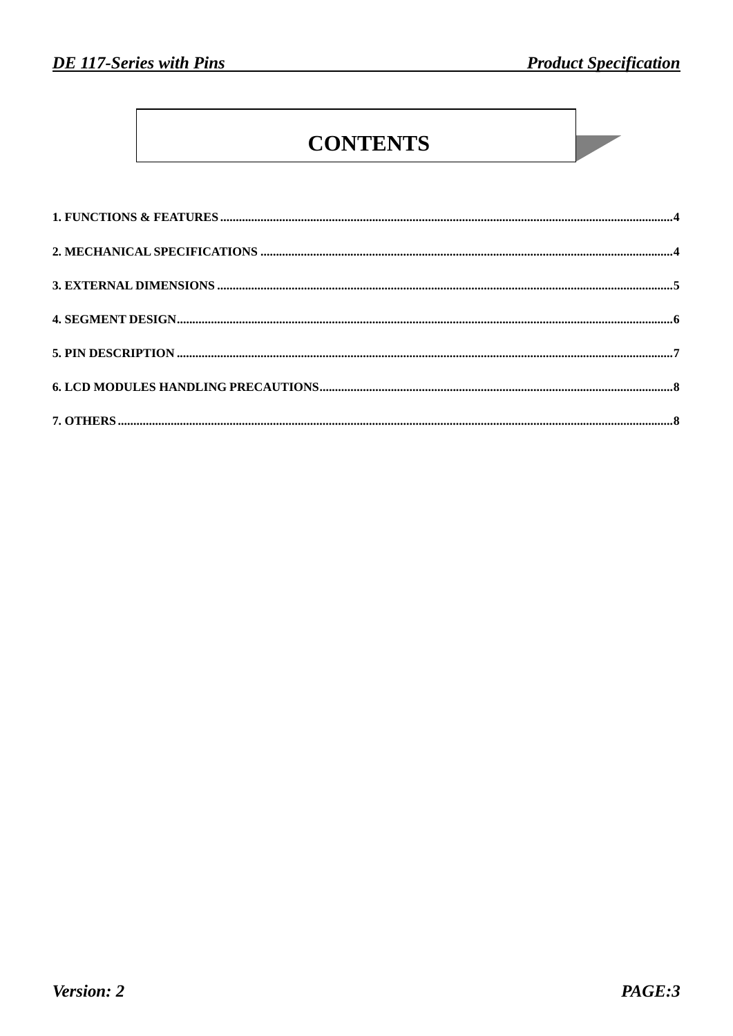# CONTENTS

1. FUNCTIONS & FEATURES ....................................................................................................4

2. MECHANICAL SPECIFICATIONS ......................................................................................4

3. EXTERNAL DIMENSIONS ..................................................................................................5

4. SEGMENT DESIGN...............................................................................................................6

5. PIN DESCRIPTION ...............................................................................................................7

6. LCD MODULES HANDLING PRECAUTIONS..................................................................8

7. OTHERS ..................................................................................................................................8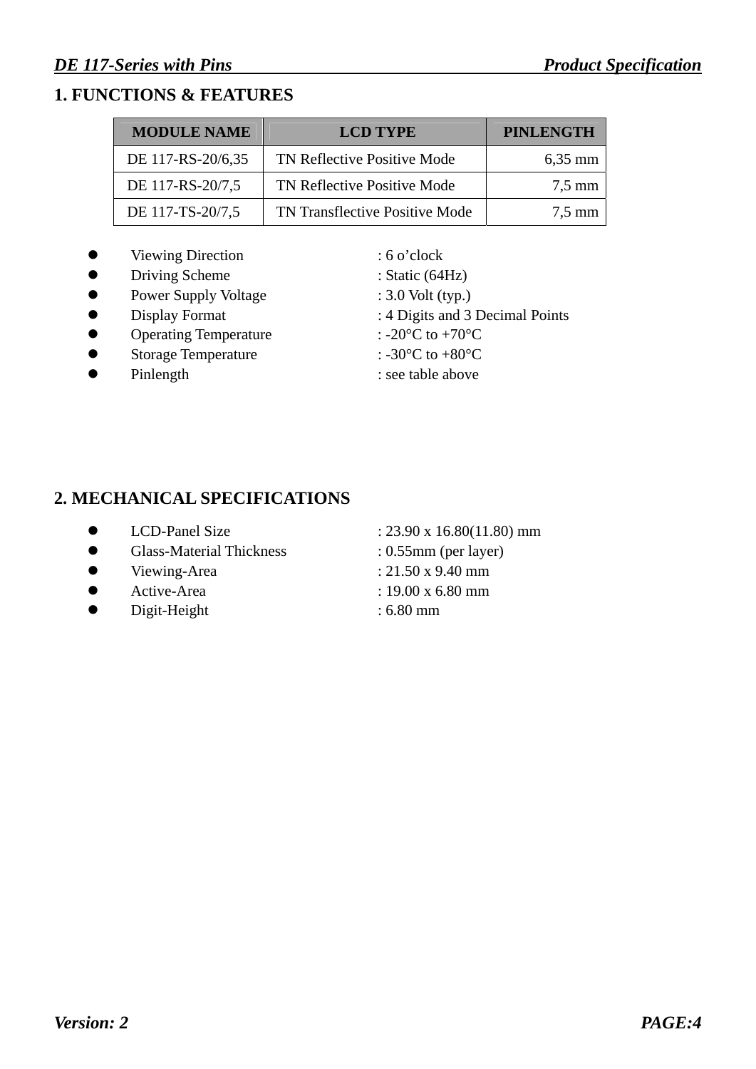## 1. FUNCTIONS & FEATURES

| MODULE NAME | LCD TYPE | PINLENGTH |
|---|---|---|
| DE 117-RS-20/6,35 | TN Reflective Positive Mode | 6,35 mm |
| DE 117-RS-20/7,5 | TN Reflective Positive Mode | 7,5 mm |
| DE 117-TS-20/7,5 | TN Transflective Positive Mode | 7,5 mm |

- Viewing Direction : 6 o'clock
- Driving Scheme : Static (64Hz)
- Power Supply Voltage : 3.0 Volt (typ.)
- Display Format : 4 Digits and 3 Decimal Points
- Operating Temperature : -20°C to +70°C
- Storage Temperature : -30°C to +80°C
- Pinlength : see table above

## 2. MECHANICAL SPECIFICATIONS

- LCD-Panel Size : 23.90 x 16.80(11.80) mm
- Glass-Material Thickness : 0.55mm (per layer)
- Viewing-Area : 21.50 x 9.40 mm
- Active-Area : 19.00 x 6.80 mm
- Digit-Height : 6.80 mm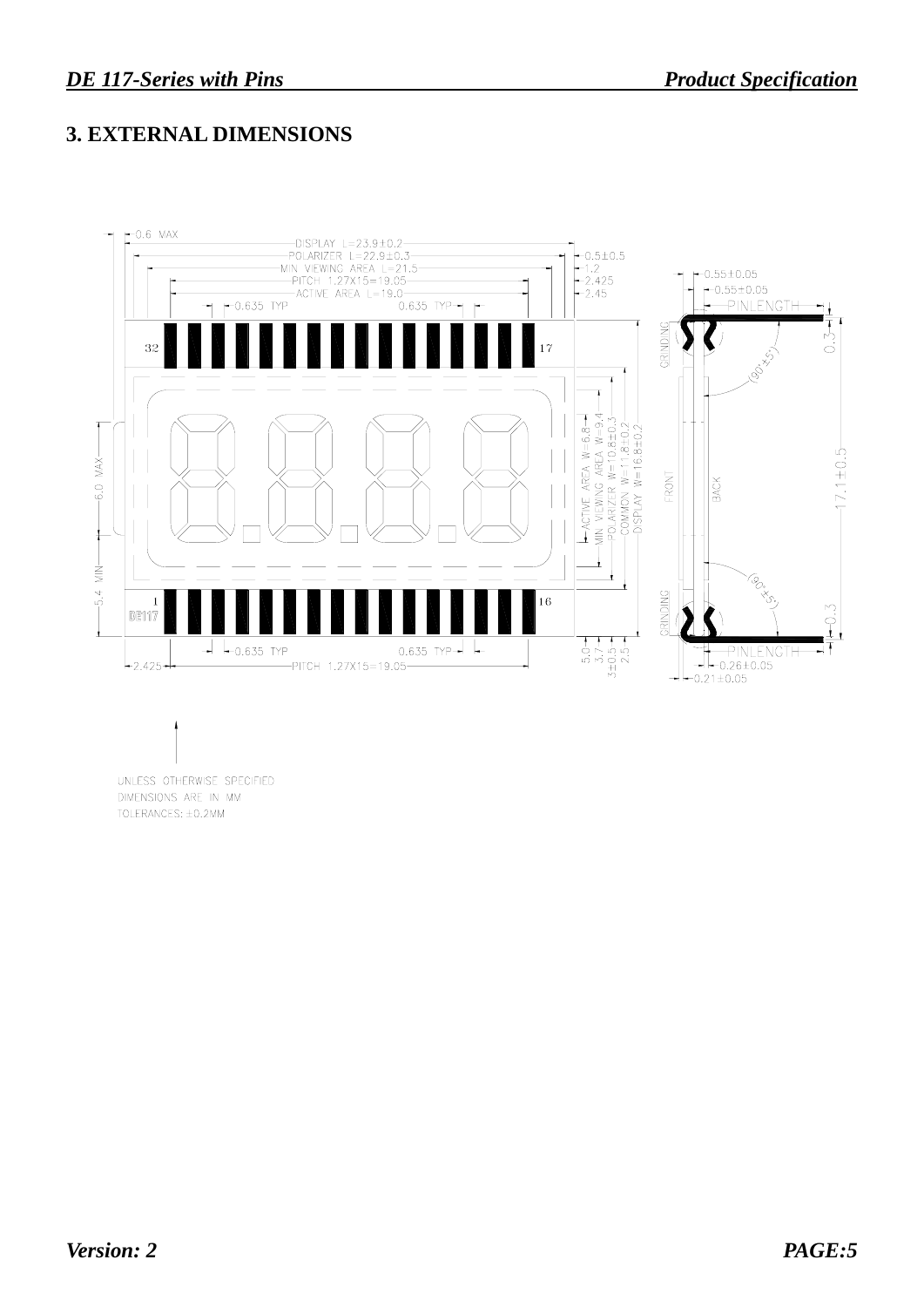## 3. EXTERNAL DIMENSIONS

UNLESS OTHERWISE SPECIFIED
DIMENSIONS ARE IN MM
TOLERANCES: ±0.2MM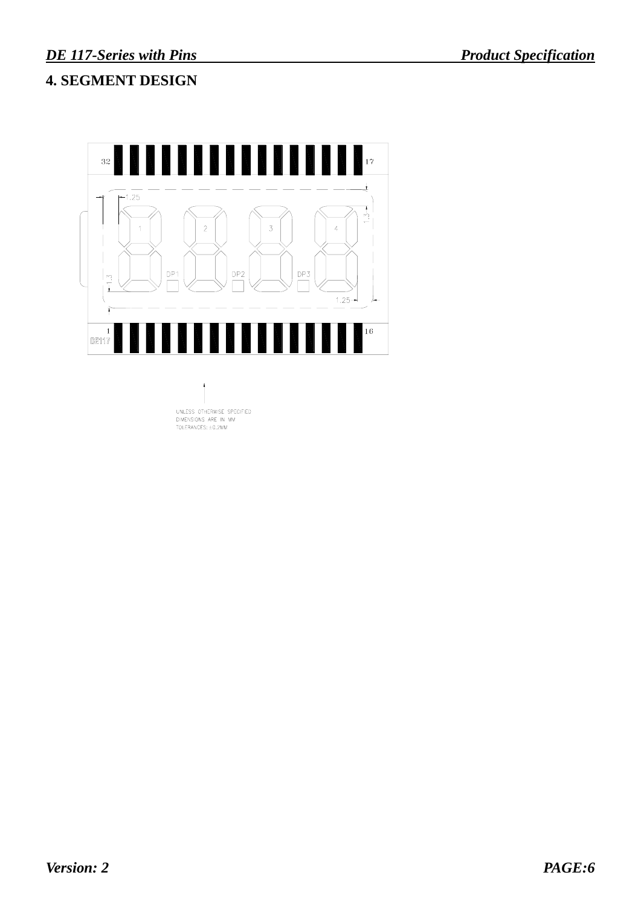## 4. SEGMENT DESIGN

32 17

1.25

1.3

1 2 3 4

DP1 DP2 DP3

1.3

1.25

1 16

DE117

UNLESS OTHERWISE SPECIFIED
DIMENSIONS ARE IN MM
TOLERANCES: ±0.2MM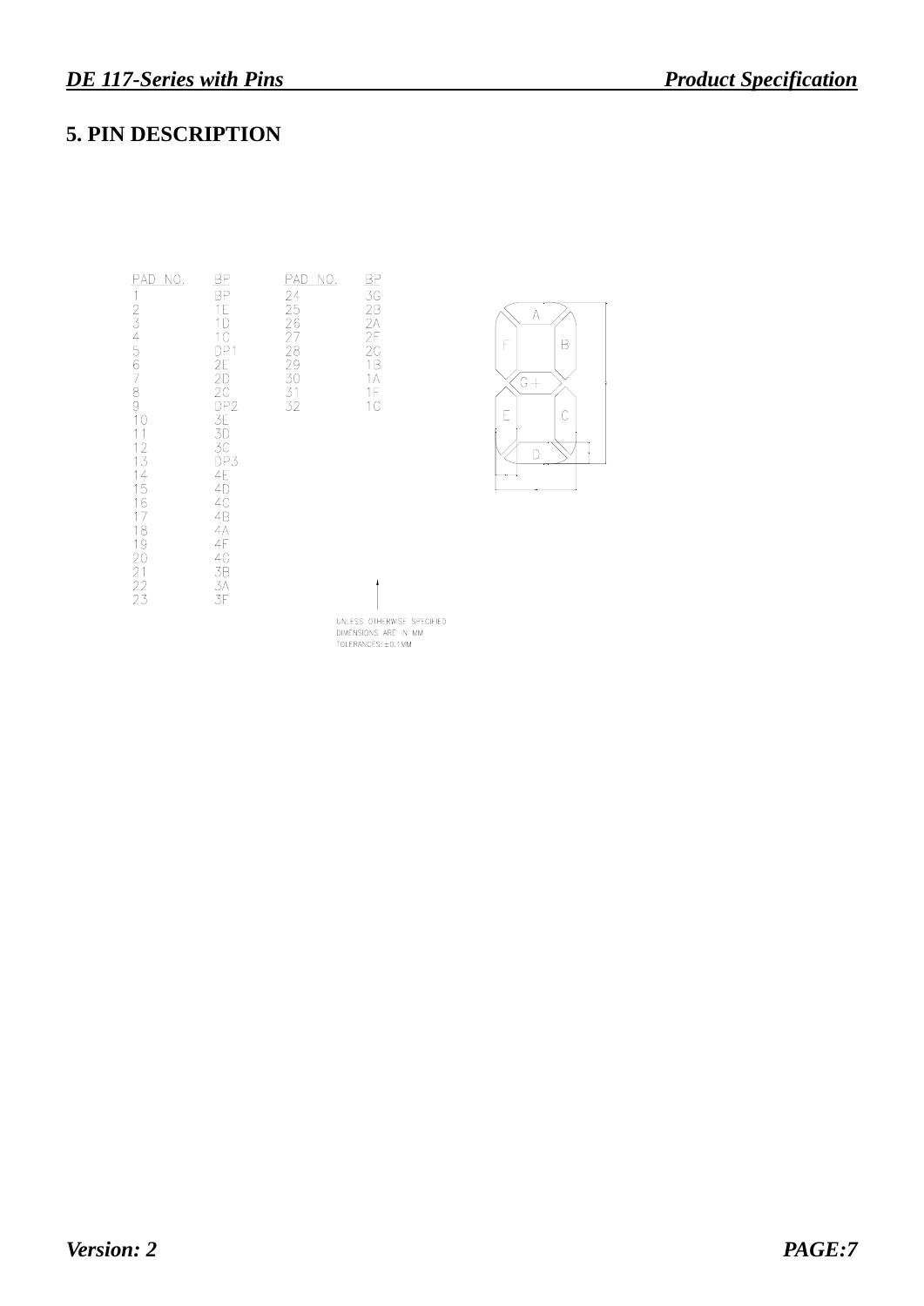## 5. PIN DESCRIPTION

| PAD NO. | BP | PAD NO. | BP |
|---|---|---|---|
| 1 | BP | 24 | 3G |
| 2 | 1E | 25 | 2B |
| 3 | 1D | 26 | 2A |
| 4 | 1C | 27 | 2F |
| 5 | DP1 | 28 | 2G |
| 6 | 2E | 29 | 1B |
| 7 | 2D | 30 | 1A |
| 8 | 2C | 31 | 1F |
| 9 | DP2 | 32 | 1G |
| 10 | 3E | | |
| 11 | 3D | | |
| 12 | 3C | | |
| 13 | DP3 | | |
| 14 | 4E | | |
| 15 | 4D | | |
| 16 | 4C | | |
| 17 | 4B | | |
| 18 | 4A | | |
| 19 | 4F | | |
| 20 | 4G | | |
| 21 | 3B | | |
| 22 | 3A | | |
| 23 | 3F | | |

A B C D E F G

UNLESS OTHERWISE SPECIFIED
DIMENSIONS ARE IN MM
TOLERANCES: ±0.1MM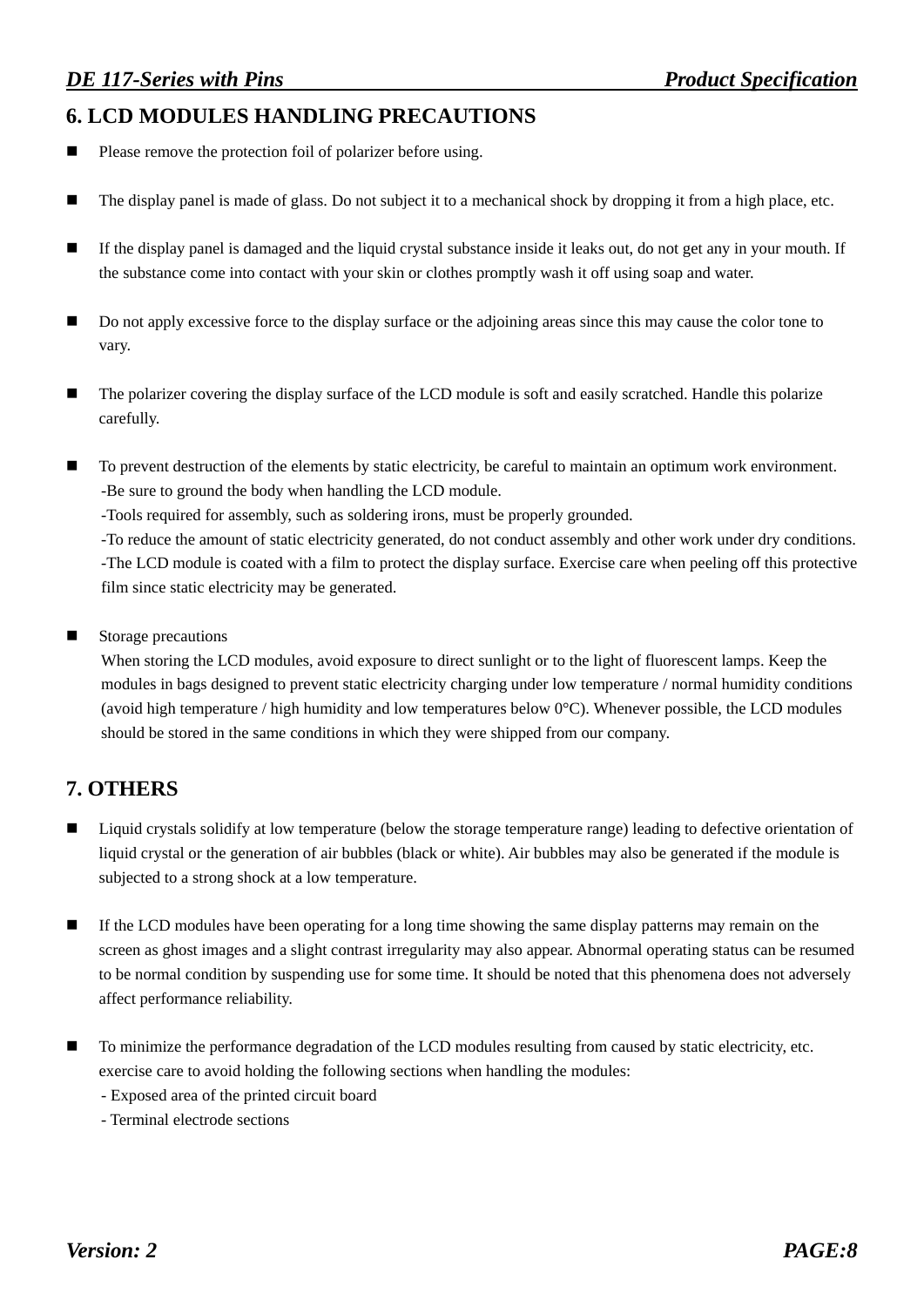## 6. LCD MODULES HANDLING PRECAUTIONS

- Please remove the protection foil of polarizer before using.

- The display panel is made of glass. Do not subject it to a mechanical shock by dropping it from a high place, etc.

- If the display panel is damaged and the liquid crystal substance inside it leaks out, do not get any in your mouth. If the substance come into contact with your skin or clothes promptly wash it off using soap and water.

- Do not apply excessive force to the display surface or the adjoining areas since this may cause the color tone to vary.

- The polarizer covering the display surface of the LCD module is soft and easily scratched. Handle this polarize carefully.

- To prevent destruction of the elements by static electricity, be careful to maintain an optimum work environment.
  - -Be sure to ground the body when handling the LCD module.
  - -Tools required for assembly, such as soldering irons, must be properly grounded.
  - -To reduce the amount of static electricity generated, do not conduct assembly and other work under dry conditions.
  - -The LCD module is coated with a film to protect the display surface. Exercise care when peeling off this protective film since static electricity may be generated.

- Storage precautions

  When storing the LCD modules, avoid exposure to direct sunlight or to the light of fluorescent lamps. Keep the modules in bags designed to prevent static electricity charging under low temperature / normal humidity conditions (avoid high temperature / high humidity and low temperatures below 0°C). Whenever possible, the LCD modules should be stored in the same conditions in which they were shipped from our company.

## 7. OTHERS

- Liquid crystals solidify at low temperature (below the storage temperature range) leading to defective orientation of liquid crystal or the generation of air bubbles (black or white). Air bubbles may also be generated if the module is subjected to a strong shock at a low temperature.

- If the LCD modules have been operating for a long time showing the same display patterns may remain on the screen as ghost images and a slight contrast irregularity may also appear. Abnormal operating status can be resumed to be normal condition by suspending use for some time. It should be noted that this phenomena does not adversely affect performance reliability.

- To minimize the performance degradation of the LCD modules resulting from caused by static electricity, etc. exercise care to avoid holding the following sections when handling the modules:
  - - Exposed area of the printed circuit board
  - - Terminal electrode sections